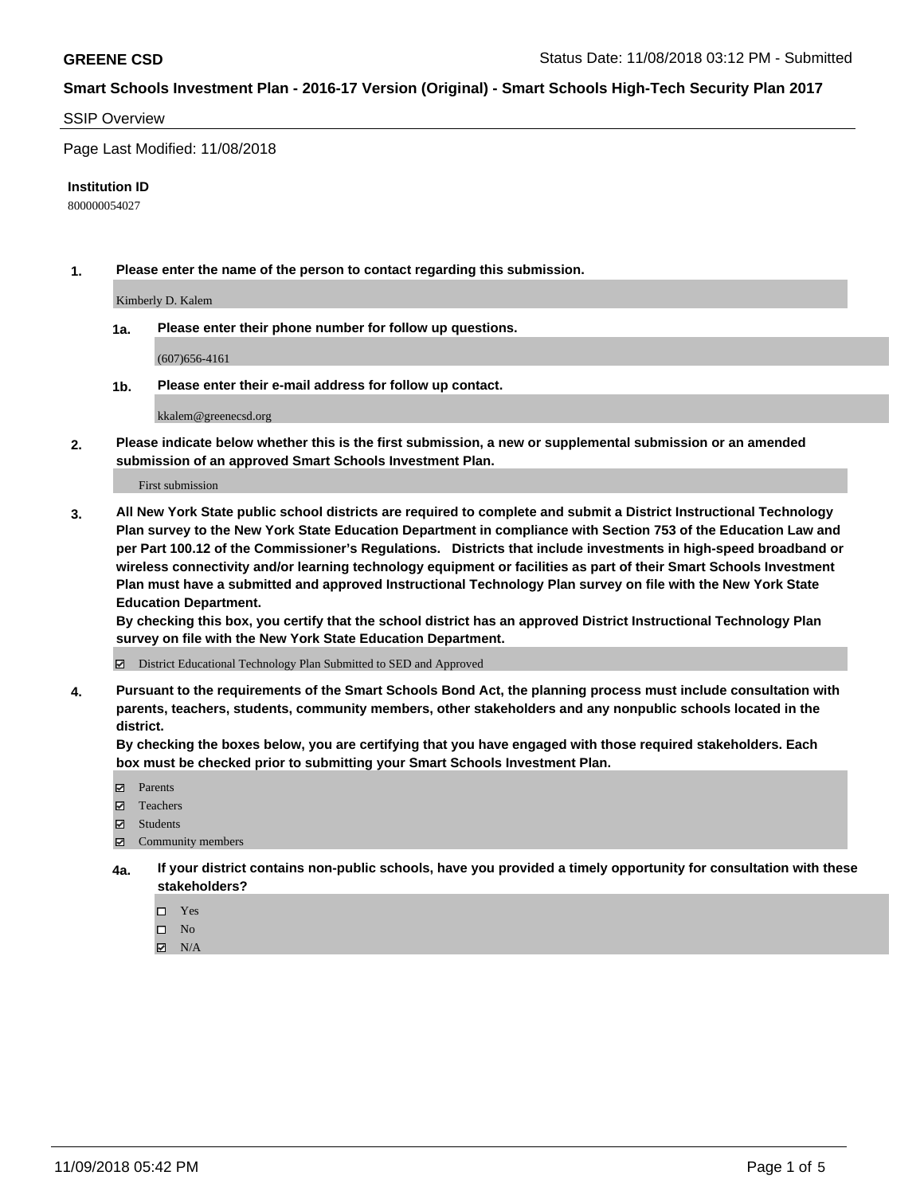**GREENE CSD** Status Date: 11/08/2018 03:12 PM - Submitted

**Smart Schools Investment Plan - 2016-17 Version (Original) - Smart Schools High-Tech Security Plan 2017**

SSIP Overview

Page Last Modified: 11/08/2018

**Institution ID**

800000054027

**1. Please enter the name of the person to contact regarding this submission.**

Kimberly D. Kalem

**1a. Please enter their phone number for follow up questions.**

(607)656-4161

**1b. Please enter their e-mail address for follow up contact.**

kkalem@greenecsd.org

**2. Please indicate below whether this is the first submission, a new or supplemental submission or an amended submission of an approved Smart Schools Investment Plan.**

First submission

**3. All New York State public school districts are required to complete and submit a District Instructional Technology Plan survey to the New York State Education Department in compliance with Section 753 of the Education Law and per Part 100.12 of the Commissioner's Regulations. Districts that include investments in high-speed broadband or wireless connectivity and/or learning technology equipment or facilities as part of their Smart Schools Investment Plan must have a submitted and approved Instructional Technology Plan survey on file with the New York State Education Department.**
**By checking this box, you certify that the school district has an approved District Instructional Technology Plan survey on file with the New York State Education Department.**

- [x] District Educational Technology Plan Submitted to SED and Approved

**4. Pursuant to the requirements of the Smart Schools Bond Act, the planning process must include consultation with parents, teachers, students, community members, other stakeholders and any nonpublic schools located in the district.**
**By checking the boxes below, you are certifying that you have engaged with those required stakeholders. Each box must be checked prior to submitting your Smart Schools Investment Plan.**

- [x] Parents
- [x] Teachers
- [x] Students
- [x] Community members

**4a. If your district contains non-public schools, have you provided a timely opportunity for consultation with these stakeholders?**

- [ ] Yes
- [ ] No
- [x] N/A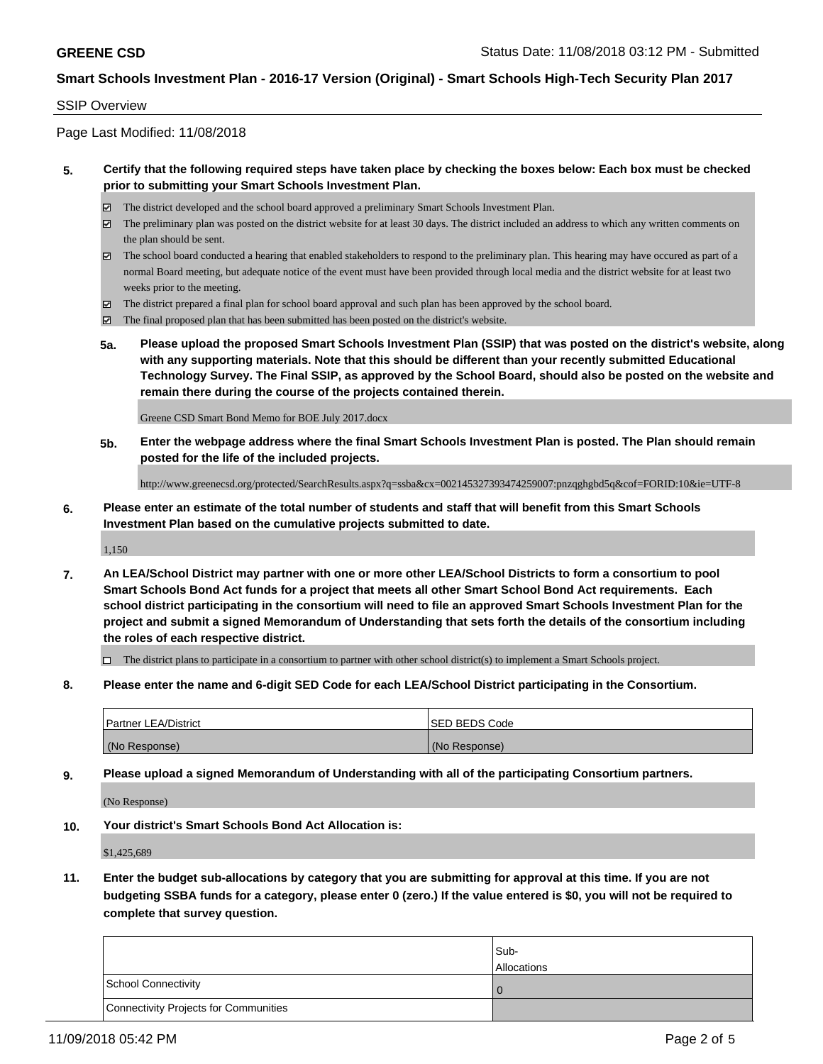**GREENE CSD** Status Date: 11/08/2018 03:12 PM - Submitted

**Smart Schools Investment Plan - 2016-17 Version (Original) - Smart Schools High-Tech Security Plan 2017**

SSIP Overview

Page Last Modified: 11/08/2018

**5. Certify that the following required steps have taken place by checking the boxes below: Each box must be checked prior to submitting your Smart Schools Investment Plan.**

- ☑ The district developed and the school board approved a preliminary Smart Schools Investment Plan.
- ☑ The preliminary plan was posted on the district website for at least 30 days. The district included an address to which any written comments on the plan should be sent.
- ☑ The school board conducted a hearing that enabled stakeholders to respond to the preliminary plan. This hearing may have occured as part of a normal Board meeting, but adequate notice of the event must have been provided through local media and the district website for at least two weeks prior to the meeting.
- ☑ The district prepared a final plan for school board approval and such plan has been approved by the school board.
- ☑ The final proposed plan that has been submitted has been posted on the district's website.

**5a. Please upload the proposed Smart Schools Investment Plan (SSIP) that was posted on the district's website, along with any supporting materials. Note that this should be different than your recently submitted Educational Technology Survey. The Final SSIP, as approved by the School Board, should also be posted on the website and remain there during the course of the projects contained therein.**

Greene CSD Smart Bond Memo for BOE July 2017.docx

**5b. Enter the webpage address where the final Smart Schools Investment Plan is posted. The Plan should remain posted for the life of the included projects.**

http://www.greenecsd.org/protected/SearchResults.aspx?q=ssba&cx=002145327393474259007:pnzqghgbd5q&cof=FORID:10&ie=UTF-8

**6. Please enter an estimate of the total number of students and staff that will benefit from this Smart Schools Investment Plan based on the cumulative projects submitted to date.**

1,150

**7. An LEA/School District may partner with one or more other LEA/School Districts to form a consortium to pool Smart Schools Bond Act funds for a project that meets all other Smart School Bond Act requirements. Each school district participating in the consortium will need to file an approved Smart Schools Investment Plan for the project and submit a signed Memorandum of Understanding that sets forth the details of the consortium including the roles of each respective district.**

- ☐ The district plans to participate in a consortium to partner with other school district(s) to implement a Smart Schools project.

**8. Please enter the name and 6-digit SED Code for each LEA/School District participating in the Consortium.**

| Partner LEA/District | SED BEDS Code |
| --- | --- |
| (No Response) | (No Response) |

**9. Please upload a signed Memorandum of Understanding with all of the participating Consortium partners.**

(No Response)

**10. Your district's Smart Schools Bond Act Allocation is:**

$1,425,689

**11. Enter the budget sub-allocations by category that you are submitting for approval at this time. If you are not budgeting SSBA funds for a category, please enter 0 (zero.) If the value entered is $0, you will not be required to complete that survey question.**

| | Sub-Allocations |
| --- | --- |
| School Connectivity | 0 |
| Connectivity Projects for Communities | |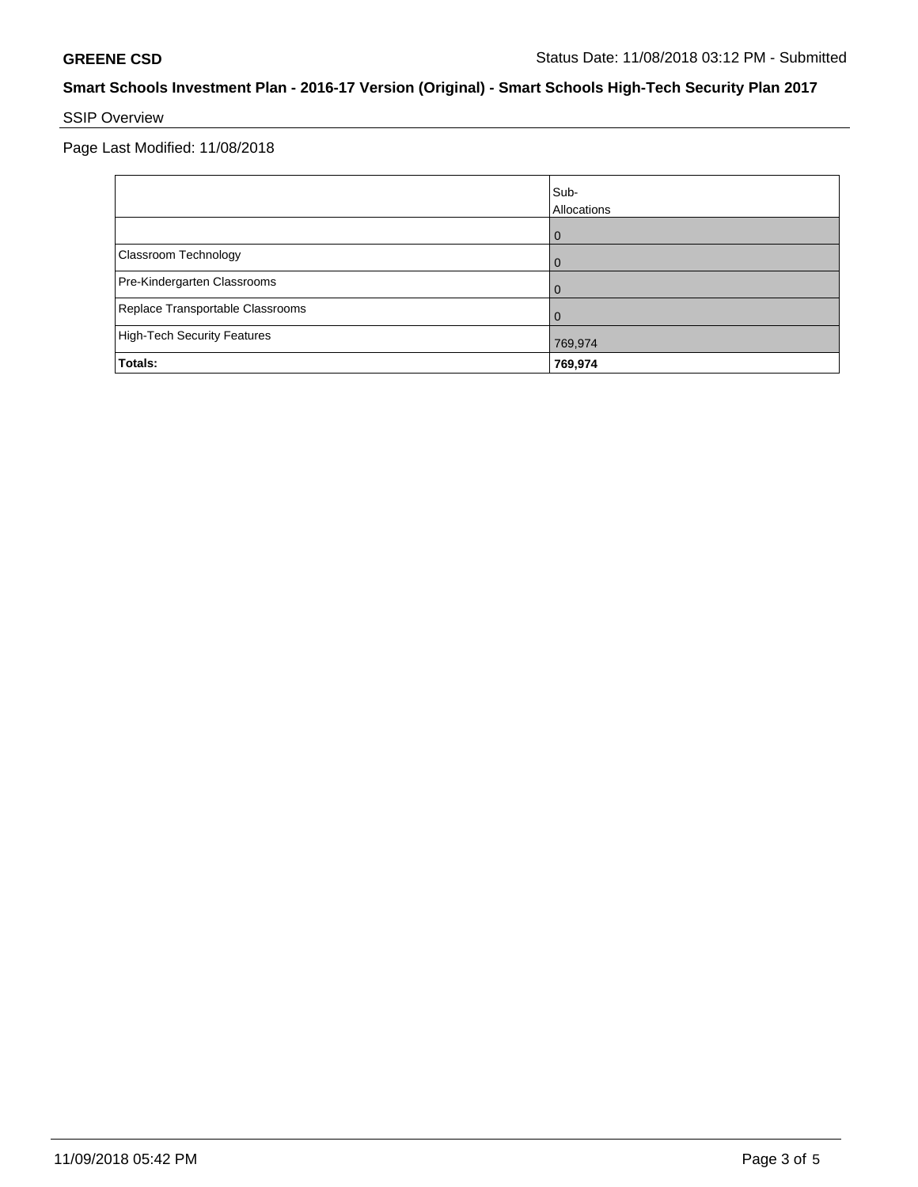**GREENE CSD**

Status Date: 11/08/2018 03:12 PM - Submitted

**Smart Schools Investment Plan - 2016-17 Version (Original) - Smart Schools High-Tech Security Plan 2017**

SSIP Overview

Page Last Modified: 11/08/2018

| | Sub-Allocations |
|---|---|
| | 0 |
| Classroom Technology | 0 |
| Pre-Kindergarten Classrooms | 0 |
| Replace Transportable Classrooms | 0 |
| High-Tech Security Features | 769,974 |
| **Totals:** | **769,974** |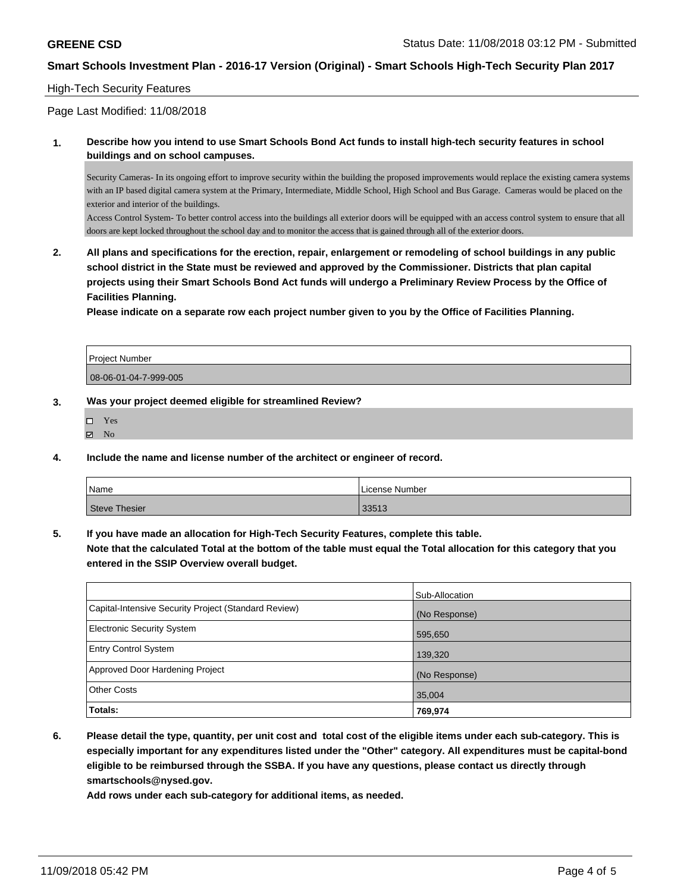**GREENE CSD** Status Date: 11/08/2018 03:12 PM - Submitted

**Smart Schools Investment Plan - 2016-17 Version (Original) - Smart Schools High-Tech Security Plan 2017**

High-Tech Security Features

Page Last Modified: 11/08/2018

**1. Describe how you intend to use Smart Schools Bond Act funds to install high-tech security features in school buildings and on school campuses.**

Security Cameras- In its ongoing effort to improve security within the building the proposed improvements would replace the existing camera systems with an IP based digital camera system at the Primary, Intermediate, Middle School, High School and Bus Garage. Cameras would be placed on the exterior and interior of the buildings.
Access Control System- To better control access into the buildings all exterior doors will be equipped with an access control system to ensure that all doors are kept locked throughout the school day and to monitor the access that is gained through all of the exterior doors.

**2. All plans and specifications for the erection, repair, enlargement or remodeling of school buildings in any public school district in the State must be reviewed and approved by the Commissioner. Districts that plan capital projects using their Smart Schools Bond Act funds will undergo a Preliminary Review Process by the Office of Facilities Planning.**

**Please indicate on a separate row each project number given to you by the Office of Facilities Planning.**

| Project Number |
|---|
| 08-06-01-04-7-999-005 |

**3. Was your project deemed eligible for streamlined Review?**

- ☐ Yes
- ☑ No

**4. Include the name and license number of the architect or engineer of record.**

| Name | License Number |
|---|---|
| Steve Thesier | 33513 |

**5. If you have made an allocation for High-Tech Security Features, complete this table.**
**Note that the calculated Total at the bottom of the table must equal the Total allocation for this category that you entered in the SSIP Overview overall budget.**

| | Sub-Allocation |
|---|---|
| Capital-Intensive Security Project (Standard Review) | (No Response) |
| Electronic Security System | 595,650 |
| Entry Control System | 139,320 |
| Approved Door Hardening Project | (No Response) |
| Other Costs | 35,004 |
| **Totals:** | **769,974** |

**6. Please detail the type, quantity, per unit cost and total cost of the eligible items under each sub-category. This is especially important for any expenditures listed under the "Other" category. All expenditures must be capital-bond eligible to be reimbursed through the SSBA. If you have any questions, please contact us directly through smartschools@nysed.gov.**

**Add rows under each sub-category for additional items, as needed.**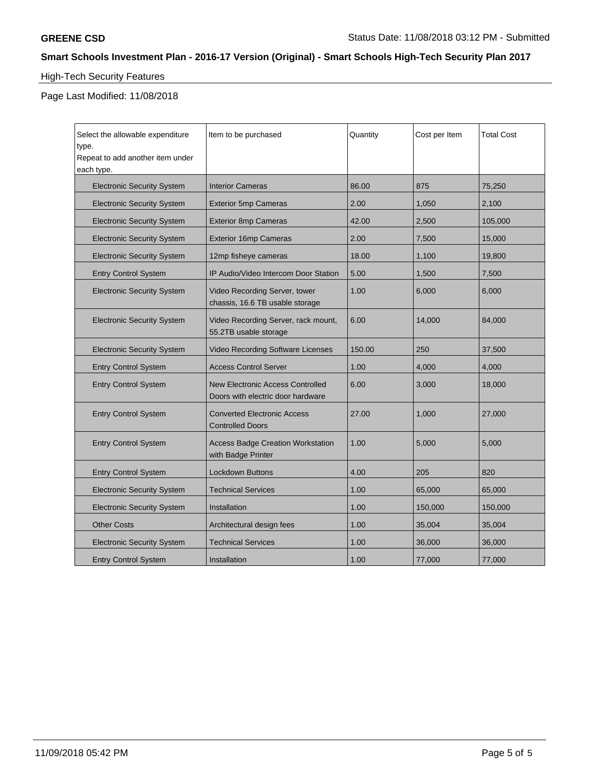**GREENE CSD** Status Date: 11/08/2018 03:12 PM - Submitted

## Smart Schools Investment Plan - 2016-17 Version (Original) - Smart Schools High-Tech Security Plan 2017

### High-Tech Security Features

Page Last Modified: 11/08/2018

| Select the allowable expenditure type. Repeat to add another item under each type. | Item to be purchased | Quantity | Cost per Item | Total Cost |
|---|---|---|---|---|
| Electronic Security System | Interior Cameras | 86.00 | 875 | 75,250 |
| Electronic Security System | Exterior 5mp Cameras | 2.00 | 1,050 | 2,100 |
| Electronic Security System | Exterior 8mp Cameras | 42.00 | 2,500 | 105,000 |
| Electronic Security System | Exterior 16mp Cameras | 2.00 | 7,500 | 15,000 |
| Electronic Security System | 12mp fisheye cameras | 18.00 | 1,100 | 19,800 |
| Entry Control System | IP Audio/Video Intercom Door Station | 5.00 | 1,500 | 7,500 |
| Electronic Security System | Video Recording Server, tower chassis, 16.6 TB usable storage | 1.00 | 6,000 | 6,000 |
| Electronic Security System | Video Recording Server, rack mount, 55.2TB usable storage | 6.00 | 14,000 | 84,000 |
| Electronic Security System | Video Recording Software Licenses | 150.00 | 250 | 37,500 |
| Entry Control System | Access Control Server | 1.00 | 4,000 | 4,000 |
| Entry Control System | New Electronic Access Controlled Doors with electric door hardware | 6.00 | 3,000 | 18,000 |
| Entry Control System | Converted Electronic Access Controlled Doors | 27.00 | 1,000 | 27,000 |
| Entry Control System | Access Badge Creation Workstation with Badge Printer | 1.00 | 5,000 | 5,000 |
| Entry Control System | Lockdown Buttons | 4.00 | 205 | 820 |
| Electronic Security System | Technical Services | 1.00 | 65,000 | 65,000 |
| Electronic Security System | Installation | 1.00 | 150,000 | 150,000 |
| Other Costs | Architectural design fees | 1.00 | 35,004 | 35,004 |
| Electronic Security System | Technical Services | 1.00 | 36,000 | 36,000 |
| Entry Control System | Installation | 1.00 | 77,000 | 77,000 |